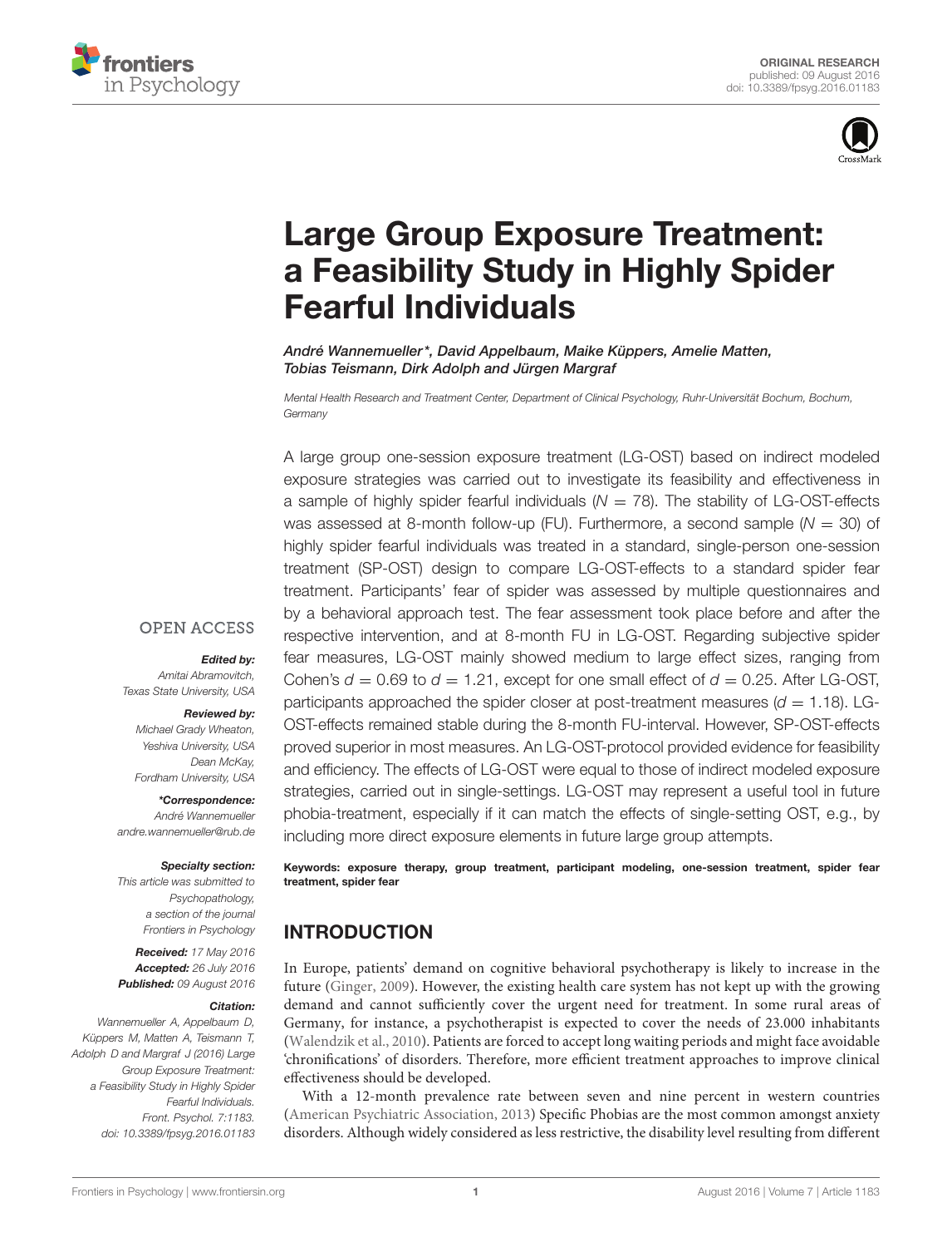ORIGINAL RESEARCH
published: 09 August 2016
doi: 10.3389/fpsyg.2016.01183

# Large Group Exposure Treatment: a Feasibility Study in Highly Spider Fearful Individuals

*André Wannemueller\*, David Appelbaum, Maike Küppers, Amelie Matten, Tobias Teismann, Dirk Adolph and Jürgen Margraf*

*Mental Health Research and Treatment Center, Department of Clinical Psychology, Ruhr-Universität Bochum, Bochum, Germany*

A large group one-session exposure treatment (LG-OST) based on indirect modeled exposure strategies was carried out to investigate its feasibility and effectiveness in a sample of highly spider fearful individuals ($N = 78$). The stability of LG-OST-effects was assessed at 8-month follow-up (FU). Furthermore, a second sample ($N = 30$) of highly spider fearful individuals was treated in a standard, single-person one-session treatment (SP-OST) design to compare LG-OST-effects to a standard spider fear treatment. Participants' fear of spider was assessed by multiple questionnaires and by a behavioral approach test. The fear assessment took place before and after the respective intervention, and at 8-month FU in LG-OST. Regarding subjective spider fear measures, LG-OST mainly showed medium to large effect sizes, ranging from Cohen's $d = 0.69$ to $d = 1.21$, except for one small effect of $d = 0.25$. After LG-OST, participants approached the spider closer at post-treatment measures ($d = 1.18$). LG-OST-effects remained stable during the 8-month FU-interval. However, SP-OST-effects proved superior in most measures. An LG-OST-protocol provided evidence for feasibility and efficiency. The effects of LG-OST were equal to those of indirect modeled exposure strategies, carried out in single-settings. LG-OST may represent a useful tool in future phobia-treatment, especially if it can match the effects of single-setting OST, e.g., by including more direct exposure elements in future large group attempts.

**Keywords: exposure therapy, group treatment, participant modeling, one-session treatment, spider fear treatment, spider fear**

OPEN ACCESS

***Edited by:***
*Amitai Abramovitch, Texas State University, USA*

***Reviewed by:***
*Michael Grady Wheaton, Yeshiva University, USA*
*Dean McKay, Fordham University, USA*

***\*Correspondence:***
*André Wannemueller*
*andre.wannemueller@rub.de*

***Specialty section:***
*This article was submitted to Psychopathology, a section of the journal Frontiers in Psychology*

***Received:*** *17 May 2016*
***Accepted:*** *26 July 2016*
***Published:*** *09 August 2016*

***Citation:***
*Wannemueller A, Appelbaum D, Küppers M, Matten A, Teismann T, Adolph D and Margraf J (2016) Large Group Exposure Treatment: a Feasibility Study in Highly Spider Fearful Individuals. Front. Psychol. 7:1183. doi: 10.3389/fpsyg.2016.01183*

## INTRODUCTION

In Europe, patients' demand on cognitive behavioral psychotherapy is likely to increase in the future (Ginger, 2009). However, the existing health care system has not kept up with the growing demand and cannot sufficiently cover the urgent need for treatment. In some rural areas of Germany, for instance, a psychotherapist is expected to cover the needs of 23.000 inhabitants (Walendzik et al., 2010). Patients are forced to accept long waiting periods and might face avoidable 'chronifications' of disorders. Therefore, more efficient treatment approaches to improve clinical effectiveness should be developed.

With a 12-month prevalence rate between seven and nine percent in western countries (American Psychiatric Association, 2013) Specific Phobias are the most common amongst anxiety disorders. Although widely considered as less restrictive, the disability level resulting from different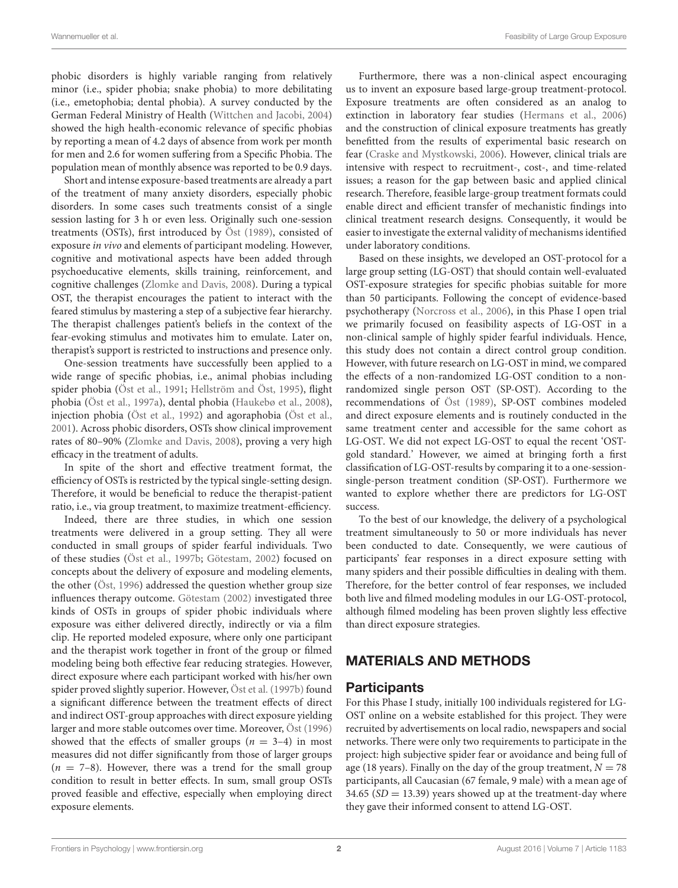phobic disorders is highly variable ranging from relatively minor (i.e., spider phobia; snake phobia) to more debilitating (i.e., emetophobia; dental phobia). A survey conducted by the German Federal Ministry of Health (Wittchen and Jacobi, 2004) showed the high health-economic relevance of specific phobias by reporting a mean of 4.2 days of absence from work per month for men and 2.6 for women suffering from a Specific Phobia. The population mean of monthly absence was reported to be 0.9 days.

Short and intense exposure-based treatments are already a part of the treatment of many anxiety disorders, especially phobic disorders. In some cases such treatments consist of a single session lasting for 3 h or even less. Originally such one-session treatments (OSTs), first introduced by Öst (1989), consisted of exposure *in vivo* and elements of participant modeling. However, cognitive and motivational aspects have been added through psychoeducative elements, skills training, reinforcement, and cognitive challenges (Zlomke and Davis, 2008). During a typical OST, the therapist encourages the patient to interact with the feared stimulus by mastering a step of a subjective fear hierarchy. The therapist challenges patient's beliefs in the context of the fear-evoking stimulus and motivates him to emulate. Later on, therapist's support is restricted to instructions and presence only.

One-session treatments have successfully been applied to a wide range of specific phobias, i.e., animal phobias including spider phobia (Öst et al., 1991; Hellström and Öst, 1995), flight phobia (Öst et al., 1997a), dental phobia (Haukebø et al., 2008), injection phobia (Öst et al., 1992) and agoraphobia (Öst et al., 2001). Across phobic disorders, OSTs show clinical improvement rates of 80–90% (Zlomke and Davis, 2008), proving a very high efficacy in the treatment of adults.

In spite of the short and effective treatment format, the efficiency of OSTs is restricted by the typical single-setting design. Therefore, it would be beneficial to reduce the therapist-patient ratio, i.e., via group treatment, to maximize treatment-efficiency.

Indeed, there are three studies, in which one session treatments were delivered in a group setting. They all were conducted in small groups of spider fearful individuals. Two of these studies (Öst et al., 1997b; Götestam, 2002) focused on concepts about the delivery of exposure and modeling elements, the other (Öst, 1996) addressed the question whether group size influences therapy outcome. Götestam (2002) investigated three kinds of OSTs in groups of spider phobic individuals where exposure was either delivered directly, indirectly or via a film clip. He reported modeled exposure, where only one participant and the therapist work together in front of the group or filmed modeling being both effective fear reducing strategies. However, direct exposure where each participant worked with his/her own spider proved slightly superior. However, Öst et al. (1997b) found a significant difference between the treatment effects of direct and indirect OST-group approaches with direct exposure yielding larger and more stable outcomes over time. Moreover, Öst (1996) showed that the effects of smaller groups ($n$ = 3–4) in most measures did not differ significantly from those of larger groups ($n$ = 7–8). However, there was a trend for the small group condition to result in better effects. In sum, small group OSTs proved feasible and effective, especially when employing direct exposure elements.

Furthermore, there was a non-clinical aspect encouraging us to invent an exposure based large-group treatment-protocol. Exposure treatments are often considered as an analog to extinction in laboratory fear studies (Hermans et al., 2006) and the construction of clinical exposure treatments has greatly benefitted from the results of experimental basic research on fear (Craske and Mystkowski, 2006). However, clinical trials are intensive with respect to recruitment-, cost-, and time-related issues; a reason for the gap between basic and applied clinical research. Therefore, feasible large-group treatment formats could enable direct and efficient transfer of mechanistic findings into clinical treatment research designs. Consequently, it would be easier to investigate the external validity of mechanisms identified under laboratory conditions.

Based on these insights, we developed an OST-protocol for a large group setting (LG-OST) that should contain well-evaluated OST-exposure strategies for specific phobias suitable for more than 50 participants. Following the concept of evidence-based psychotherapy (Norcross et al., 2006), in this Phase I open trial we primarily focused on feasibility aspects of LG-OST in a non-clinical sample of highly spider fearful individuals. Hence, this study does not contain a direct control group condition. However, with future research on LG-OST in mind, we compared the effects of a non-randomized LG-OST condition to a non-randomized single person OST (SP-OST). According to the recommendations of Öst (1989), SP-OST combines modeled and direct exposure elements and is routinely conducted in the same treatment center and accessible for the same cohort as LG-OST. We did not expect LG-OST to equal the recent 'OST-gold standard.' However, we aimed at bringing forth a first classification of LG-OST-results by comparing it to a one-session-single-person treatment condition (SP-OST). Furthermore we wanted to explore whether there are predictors for LG-OST success.

To the best of our knowledge, the delivery of a psychological treatment simultaneously to 50 or more individuals has never been conducted to date. Consequently, we were cautious of participants' fear responses in a direct exposure setting with many spiders and their possible difficulties in dealing with them. Therefore, for the better control of fear responses, we included both live and filmed modeling modules in our LG-OST-protocol, although filmed modeling has been proven slightly less effective than direct exposure strategies.

## MATERIALS AND METHODS

### Participants

For this Phase I study, initially 100 individuals registered for LG-OST online on a website established for this project. They were recruited by advertisements on local radio, newspapers and social networks. There were only two requirements to participate in the project: high subjective spider fear or avoidance and being full of age (18 years). Finally on the day of the group treatment, $N$ = 78 participants, all Caucasian (67 female, 9 male) with a mean age of 34.65 ($SD$ = 13.39) years showed up at the treatment-day where they gave their informed consent to attend LG-OST.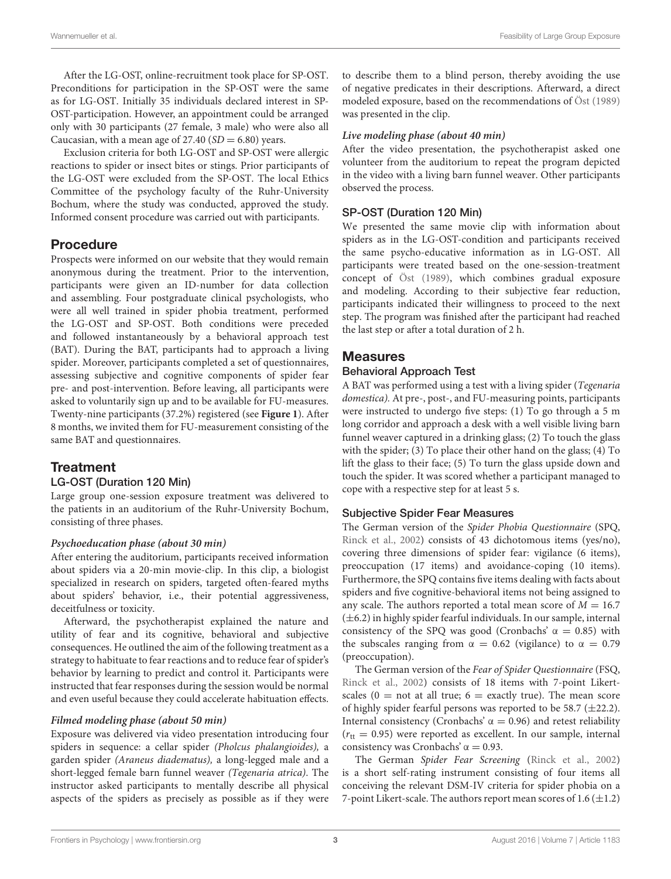After the LG-OST, online-recruitment took place for SP-OST. Preconditions for participation in the SP-OST were the same as for LG-OST. Initially 35 individuals declared interest in SP-OST-participation. However, an appointment could be arranged only with 30 participants (27 female, 3 male) who were also all Caucasian, with a mean age of 27.40 ($SD = 6.80$) years.

Exclusion criteria for both LG-OST and SP-OST were allergic reactions to spider or insect bites or stings. Prior participants of the LG-OST were excluded from the SP-OST. The local Ethics Committee of the psychology faculty of the Ruhr-University Bochum, where the study was conducted, approved the study. Informed consent procedure was carried out with participants.

## Procedure

Prospects were informed on our website that they would remain anonymous during the treatment. Prior to the intervention, participants were given an ID-number for data collection and assembling. Four postgraduate clinical psychologists, who were all well trained in spider phobia treatment, performed the LG-OST and SP-OST. Both conditions were preceded and followed instantaneously by a behavioral approach test (BAT). During the BAT, participants had to approach a living spider. Moreover, participants completed a set of questionnaires, assessing subjective and cognitive components of spider fear pre- and post-intervention. Before leaving, all participants were asked to voluntarily sign up and to be available for FU-measures. Twenty-nine participants (37.2%) registered (see **Figure 1**). After 8 months, we invited them for FU-measurement consisting of the same BAT and questionnaires.

## Treatment

### LG-OST (Duration 120 Min)

Large group one-session exposure treatment was delivered to the patients in an auditorium of the Ruhr-University Bochum, consisting of three phases.

#### *Psychoeducation phase (about 30 min)*

After entering the auditorium, participants received information about spiders via a 20-min movie-clip. In this clip, a biologist specialized in research on spiders, targeted often-feared myths about spiders' behavior, i.e., their potential aggressiveness, deceitfulness or toxicity.

Afterward, the psychotherapist explained the nature and utility of fear and its cognitive, behavioral and subjective consequences. He outlined the aim of the following treatment as a strategy to habituate to fear reactions and to reduce fear of spider's behavior by learning to predict and control it. Participants were instructed that fear responses during the session would be normal and even useful because they could accelerate habituation effects.

#### *Filmed modeling phase (about 50 min)*

Exposure was delivered via video presentation introducing four spiders in sequence: a cellar spider *(Pholcus phalangioides),* a garden spider *(Araneus diadematus),* a long-legged male and a short-legged female barn funnel weaver *(Tegenaria atrica)*. The instructor asked participants to mentally describe all physical aspects of the spiders as precisely as possible as if they were to describe them to a blind person, thereby avoiding the use of negative predicates in their descriptions. Afterward, a direct modeled exposure, based on the recommendations of Öst (1989) was presented in the clip.

#### *Live modeling phase (about 40 min)*

After the video presentation, the psychotherapist asked one volunteer from the auditorium to repeat the program depicted in the video with a living barn funnel weaver. Other participants observed the process.

### SP-OST (Duration 120 Min)

We presented the same movie clip with information about spiders as in the LG-OST-condition and participants received the same psycho-educative information as in LG-OST. All participants were treated based on the one-session-treatment concept of Öst (1989), which combines gradual exposure and modeling. According to their subjective fear reduction, participants indicated their willingness to proceed to the next step. The program was finished after the participant had reached the last step or after a total duration of 2 h.

## Measures

### Behavioral Approach Test

A BAT was performed using a test with a living spider (*Tegenaria domestica).* At pre-, post-, and FU-measuring points, participants were instructed to undergo five steps: (1) To go through a 5 m long corridor and approach a desk with a well visible living barn funnel weaver captured in a drinking glass; (2) To touch the glass with the spider; (3) To place their other hand on the glass; (4) To lift the glass to their face; (5) To turn the glass upside down and touch the spider. It was scored whether a participant managed to cope with a respective step for at least 5 s.

### Subjective Spider Fear Measures

The German version of the *Spider Phobia Questionnaire* (SPQ, Rinck et al., 2002) consists of 43 dichotomous items (yes/no), covering three dimensions of spider fear: vigilance (6 items), preoccupation (17 items) and avoidance-coping (10 items). Furthermore, the SPQ contains five items dealing with facts about spiders and five cognitive-behavioral items not being assigned to any scale. The authors reported a total mean score of $M = 16.7$ ($\pm 6.2$) in highly spider fearful individuals. In our sample, internal consistency of the SPQ was good (Cronbachs' $\alpha = 0.85$) with the subscales ranging from $\alpha = 0.62$ (vigilance) to $\alpha = 0.79$ (preoccupation).

The German version of the *Fear of Spider Questionnaire* (FSQ, Rinck et al., 2002) consists of 18 items with 7-point Likert-scales (0 = not at all true; 6 = exactly true). The mean score of highly spider fearful persons was reported to be 58.7 ($\pm 22.2$). Internal consistency (Cronbachs' $\alpha = 0.96$) and retest reliability ($r_{tt} = 0.95$) were reported as excellent. In our sample, internal consistency was Cronbachs' $\alpha = 0.93$.

The German *Spider Fear Screening* (Rinck et al., 2002) is a short self-rating instrument consisting of four items all conceiving the relevant DSM-IV criteria for spider phobia on a 7-point Likert-scale. The authors report mean scores of 1.6 ($\pm 1.2$)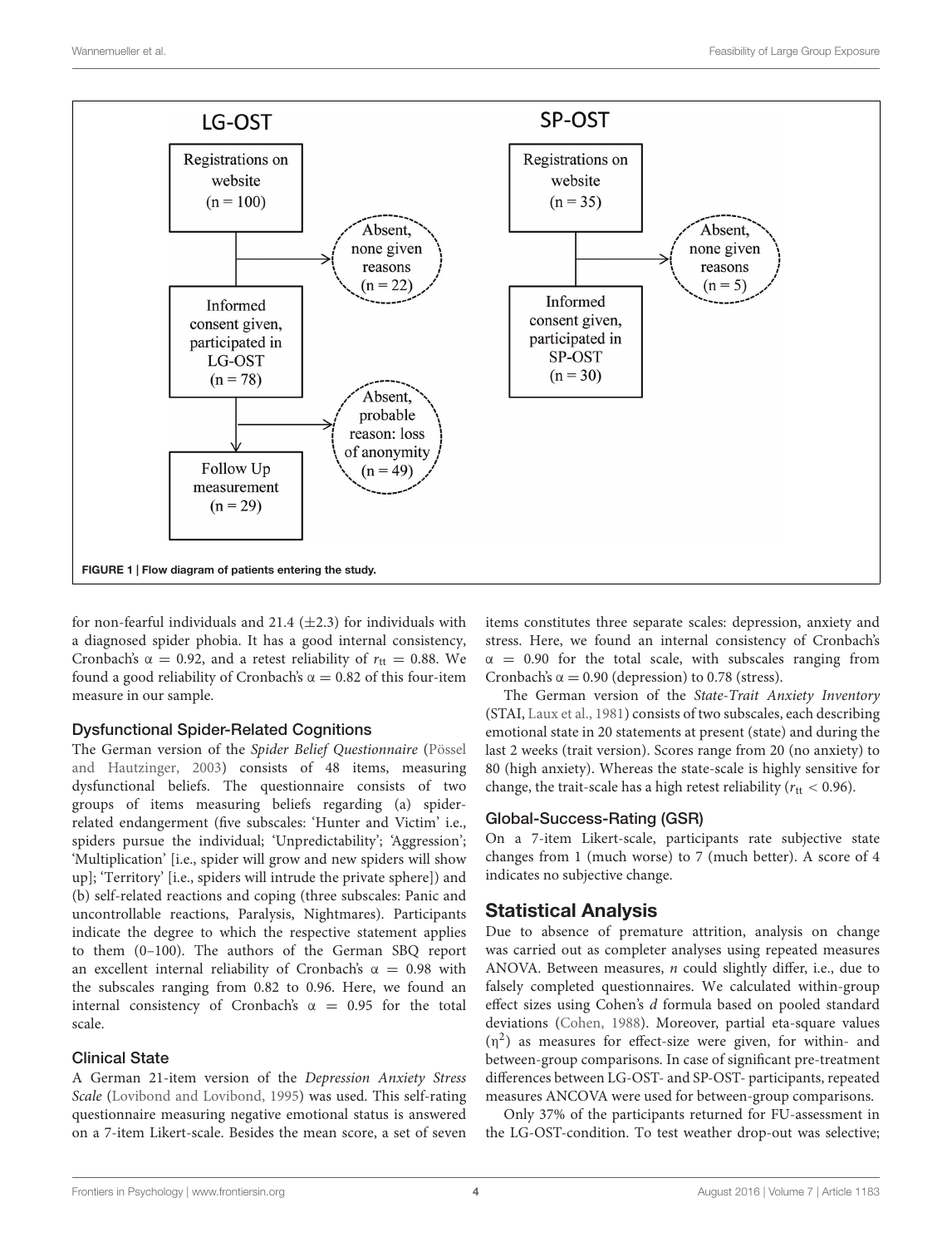FIGURE 1 | Flow diagram of patients entering the study.

for non-fearful individuals and 21.4 (±2.3) for individuals with a diagnosed spider phobia. It has a good internal consistency, Cronbach's $\alpha = 0.92$, and a retest reliability of $r_{tt} = 0.88$. We found a good reliability of Cronbach's $\alpha = 0.82$ of this four-item measure in our sample.

### Dysfunctional Spider-Related Cognitions

The German version of the *Spider Belief Questionnaire* (Pössel and Hautzinger, 2003) consists of 48 items, measuring dysfunctional beliefs. The questionnaire consists of two groups of items measuring beliefs regarding (a) spider-related endangerment (five subscales: 'Hunter and Victim' i.e., spiders pursue the individual; 'Unpredictability'; 'Aggression'; 'Multiplication' [i.e., spider will grow and new spiders will show up]; 'Territory' [i.e., spiders will intrude the private sphere]) and (b) self-related reactions and coping (three subscales: Panic and uncontrollable reactions, Paralysis, Nightmares). Participants indicate the degree to which the respective statement applies to them (0–100). The authors of the German SBQ report an excellent internal reliability of Cronbach's $\alpha = 0.98$ with the subscales ranging from 0.82 to 0.96. Here, we found an internal consistency of Cronbach's $\alpha = 0.95$ for the total scale.

### Clinical State

A German 21-item version of the *Depression Anxiety Stress Scale* (Lovibond and Lovibond, 1995) was used. This self-rating questionnaire measuring negative emotional status is answered on a 7-item Likert-scale. Besides the mean score, a set of seven items constitutes three separate scales: depression, anxiety and stress. Here, we found an internal consistency of Cronbach's $\alpha = 0.90$ for the total scale, with subscales ranging from Cronbach's $\alpha = 0.90$ (depression) to 0.78 (stress).

The German version of the *State-Trait Anxiety Inventory* (STAI, Laux et al., 1981) consists of two subscales, each describing emotional state in 20 statements at present (state) and during the last 2 weeks (trait version). Scores range from 20 (no anxiety) to 80 (high anxiety). Whereas the state-scale is highly sensitive for change, the trait-scale has a high retest reliability ($r_{tt} < 0.96$).

### Global-Success-Rating (GSR)

On a 7-item Likert-scale, participants rate subjective state changes from 1 (much worse) to 7 (much better). A score of 4 indicates no subjective change.

## Statistical Analysis

Due to absence of premature attrition, analysis on change was carried out as completer analyses using repeated measures ANOVA. Between measures, *n* could slightly differ, i.e., due to falsely completed questionnaires. We calculated within-group effect sizes using Cohen's *d* formula based on pooled standard deviations (Cohen, 1988). Moreover, partial eta-square values ($\eta^2$) as measures for effect-size were given, for within- and between-group comparisons. In case of significant pre-treatment differences between LG-OST- and SP-OST- participants, repeated measures ANCOVA were used for between-group comparisons.

Only 37% of the participants returned for FU-assessment in the LG-OST-condition. To test weather drop-out was selective;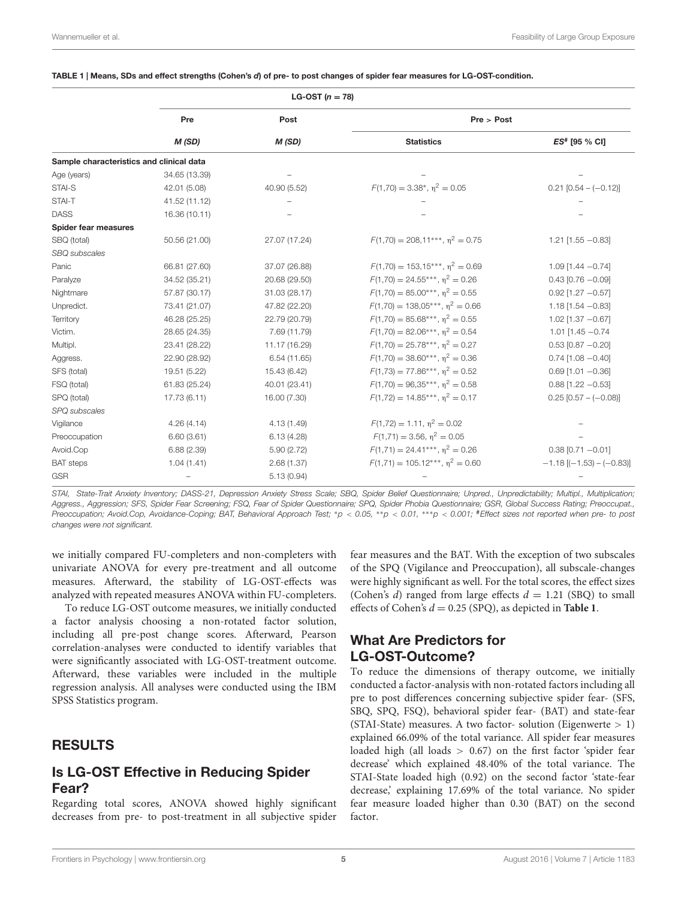**TABLE 1 | Means, SDs and effect strengths (Cohen's *d*) of pre- to post changes of spider fear measures for LG-OST-condition.**

| | LG-OST ($n = 78$) | | | |
|---|---|---|---|---|
| | Pre | Post | Pre > Post | |
| | *M (SD)* | *M (SD)* | Statistics | *ES*[#] [95 % CI] |
| **Sample characteristics and clinical data** | | | | |
| Age (years) | 34.65 (13.39) | – | – | – |
| STAI-S | 42.01 (5.08) | 40.90 (5.52) | $F(1,70) = 3.38^{*}$, $\eta^2 = 0.05$ | 0.21 [0.54 – (−0.12)] |
| STAI-T | 41.52 (11.12) | – | – | – |
| DASS | 16.36 (10.11) | – | – | – |
| **Spider fear measures** | | | | |
| SBQ (total) | 50.56 (21.00) | 27.07 (17.24) | $F(1,70) = 208{,}11^{***}$, $\eta^2 = 0.75$ | 1.21 [1.55 −0.83] |
| *SBQ subscales* | | | | |
| Panic | 66.81 (27.60) | 37.07 (26.88) | $F(1,70) = 153{,}15^{***}$, $\eta^2 = 0.69$ | 1.09 [1.44 −0.74] |
| Paralyze | 34.52 (35.21) | 20.68 (29.50) | $F(1,70) = 24.55^{***}$, $\eta^2 = 0.26$ | 0.43 [0.76 −0.09] |
| Nightmare | 57.87 (30.17) | 31.03 (28.17) | $F(1,70) = 85.00^{***}$, $\eta^2 = 0.55$ | 0.92 [1.27 −0.57] |
| Unpredict. | 73.41 (21.07) | 47.82 (22.20) | $F(1,70) = 138{,}05^{***}$, $\eta^2 = 0.66$ | 1.18 [1.54 −0.83] |
| Territory | 46.28 (25.25) | 22.79 (20.79) | $F(1,70) = 85.68^{***}$, $\eta^2 = 0.55$ | 1.02 [1.37 −0.67] |
| Victim. | 28.65 (24.35) | 7.69 (11.79) | $F(1,70) = 82.06^{***}$, $\eta^2 = 0.54$ | 1.01 [1.45 −0.74 |
| Multipl. | 23.41 (28.22) | 11.17 (16.29) | $F(1,70) = 25.78^{***}$, $\eta^2 = 0.27$ | 0.53 [0.87 −0.20] |
| Aggress. | 22.90 (28.92) | 6.54 (11.65) | $F(1,70) = 38.60^{***}$, $\eta^2 = 0.36$ | 0.74 [1.08 −0.40] |
| SFS (total) | 19.51 (5.22) | 15.43 (6.42) | $F(1,73) = 77.86^{***}$, $\eta^2 = 0.52$ | 0.69 [1.01 −0.36] |
| FSQ (total) | 61.83 (25.24) | 40.01 (23.41) | $F(1,70) = 96{,}35^{***}$, $\eta^2 = 0.58$ | 0.88 [1.22 −0.53] |
| SPQ (total) | 17.73 (6.11) | 16.00 (7.30) | $F(1,72) = 14.85^{***}$, $\eta^2 = 0.17$ | 0.25 [0.57 – (−0.08)] |
| *SPQ subscales* | | | | |
| Vigilance | 4.26 (4.14) | 4.13 (1.49) | $F(1,72) = 1.11$, $\eta^2 = 0.02$ | – |
| Preoccupation | 6.60 (3.61) | 6.13 (4.28) | $F(1,71) = 3.56$, $\eta^2 = 0.05$ | – |
| Avoid.Cop | 6.88 (2.39) | 5.90 (2.72) | $F(1,71) = 24.41^{***}$, $\eta^2 = 0.26$ | 0.38 [0.71 −0.01] |
| BAT steps | 1.04 (1.41) | 2.68 (1.37) | $F(1,71) = 105.12^{***}$, $\eta^2 = 0.60$ | −1.18 [(−1.53) – (−0.83)] |
| GSR | – | 5.13 (0.94) | – | – |

*STAI, State-Trait Anxiety Inventory; DASS-21, Depression Anxiety Stress Scale; SBQ, Spider Belief Questionnaire; Unpred., Unpredictability; Multipl., Multiplication; Aggress., Aggression; SFS, Spider Fear Screening; FSQ, Fear of Spider Questionnaire; SPQ, Spider Phobia Questionnaire; GSR, Global Success Rating; Preoccupat., Preoccupation; Avoid.Cop, Avoidance-Coping; BAT, Behavioral Approach Test; \*p < 0.05, \*\*p < 0.01, \*\*\*p < 0.001; #Effect sizes not reported when pre- to post changes were not significant.*

we initially compared FU-completers and non-completers with univariate ANOVA for every pre-treatment and all outcome measures. Afterward, the stability of LG-OST-effects was analyzed with repeated measures ANOVA within FU-completers.

To reduce LG-OST outcome measures, we initially conducted a factor analysis choosing a non-rotated factor solution, including all pre-post change scores. Afterward, Pearson correlation-analyses were conducted to identify variables that were significantly associated with LG-OST-treatment outcome. Afterward, these variables were included in the multiple regression analysis. All analyses were conducted using the IBM SPSS Statistics program.

## RESULTS

### Is LG-OST Effective in Reducing Spider Fear?

Regarding total scores, ANOVA showed highly significant decreases from pre- to post-treatment in all subjective spider fear measures and the BAT. With the exception of two subscales of the SPQ (Vigilance and Preoccupation), all subscale-changes were highly significant as well. For the total scores, the effect sizes (Cohen's $d$) ranged from large effects $d = 1.21$ (SBQ) to small effects of Cohen's $d = 0.25$ (SPQ), as depicted in **Table 1**.

### What Are Predictors for LG-OST-Outcome?

To reduce the dimensions of therapy outcome, we initially conducted a factor-analysis with non-rotated factors including all pre to post differences concerning subjective spider fear- (SFS, SBQ, SPQ, FSQ), behavioral spider fear- (BAT) and state-fear (STAI-State) measures. A two factor- solution (Eigenwerte > 1) explained 66.09% of the total variance. All spider fear measures loaded high (all loads > 0.67) on the first factor 'spider fear decrease' which explained 48.40% of the total variance. The STAI-State loaded high (0.92) on the second factor 'state-fear decrease,' explaining 17.69% of the total variance. No spider fear measure loaded higher than 0.30 (BAT) on the second factor.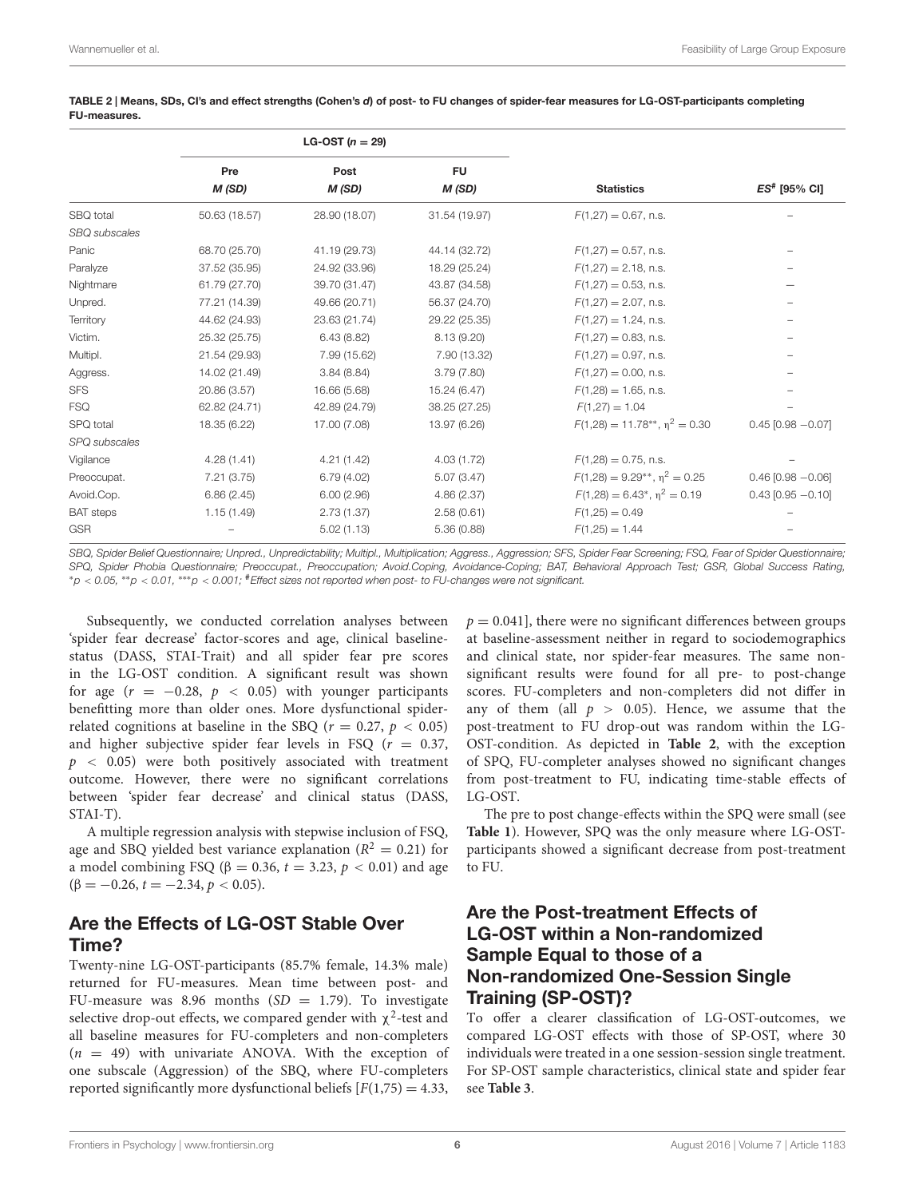**TABLE 2 | Means, SDs, CI's and effect strengths (Cohen's *d*) of post- to FU changes of spider-fear measures for LG-OST-participants completing FU-measures.**

| | LG-OST ($n$ = 29) | | | | |
|---|---|---|---|---|---|
| | Pre *M* (*SD*) | Post *M* (*SD*) | FU *M* (*SD*) | Statistics | *ES*# [95% CI] |
| SBQ total | 50.63 (18.57) | 28.90 (18.07) | 31.54 (19.97) | $F(1,27) = 0.67$, n.s. | – |
| *SBQ subscales* | | | | | |
| Panic | 68.70 (25.70) | 41.19 (29.73) | 44.14 (32.72) | $F(1,27) = 0.57$, n.s. | – |
| Paralyze | 37.52 (35.95) | 24.92 (33.96) | 18.29 (25.24) | $F(1,27) = 2.18$, n.s. | – |
| Nightmare | 61.79 (27.70) | 39.70 (31.47) | 43.87 (34.58) | $F(1,27) = 0.53$, n.s. | – |
| Unpred. | 77.21 (14.39) | 49.66 (20.71) | 56.37 (24.70) | $F(1,27) = 2.07$, n.s. | – |
| Territory | 44.62 (24.93) | 23.63 (21.74) | 29.22 (25.35) | $F(1,27) = 1.24$, n.s. | – |
| Victim. | 25.32 (25.75) | 6.43 (8.82) | 8.13 (9.20) | $F(1,27) = 0.83$, n.s. | – |
| Multipl. | 21.54 (29.93) | 7.99 (15.62) | 7.90 (13.32) | $F(1,27) = 0.97$, n.s. | – |
| Aggress. | 14.02 (21.49) | 3.84 (8.84) | 3.79 (7.80) | $F(1,27) = 0.00$, n.s. | – |
| SFS | 20.86 (3.57) | 16.66 (5.68) | 15.24 (6.47) | $F(1,28) = 1.65$, n.s. | – |
| FSQ | 62.82 (24.71) | 42.89 (24.79) | 38.25 (27.25) | $F(1,27) = 1.04$ | – |
| SPQ total | 18.35 (6.22) | 17.00 (7.08) | 13.97 (6.26) | $F(1,28) = 11.78^{**}$, $\eta^2 = 0.30$ | 0.45 [0.98 −0.07] |
| *SPQ subscales* | | | | | |
| Vigilance | 4.28 (1.41) | 4.21 (1.42) | 4.03 (1.72) | $F(1,28) = 0.75$, n.s. | – |
| Preoccupat. | 7.21 (3.75) | 6.79 (4.02) | 5.07 (3.47) | $F(1,28) = 9.29^{**}$, $\eta^2 = 0.25$ | 0.46 [0.98 −0.06] |
| Avoid.Cop. | 6.86 (2.45) | 6.00 (2.96) | 4.86 (2.37) | $F(1,28) = 6.43^{*}$, $\eta^2 = 0.19$ | 0.43 [0.95 −0.10] |
| BAT steps | 1.15 (1.49) | 2.73 (1.37) | 2.58 (0.61) | $F(1,25) = 0.49$ | – |
| GSR | – | 5.02 (1.13) | 5.36 (0.88) | $F(1,25) = 1.44$ | – |

*SBQ, Spider Belief Questionnaire; Unpred., Unpredictability; Multipl., Multiplication; Aggress., Aggression; SFS, Spider Fear Screening; FSQ, Fear of Spider Questionnaire; SPQ, Spider Phobia Questionnaire; Preoccupat., Preoccupation; Avoid.Coping, Avoidance-Coping; BAT, Behavioral Approach Test; GSR, Global Success Rating,* *$p < 0.05$, **$p < 0.01$, ***$p < 0.001$; #*Effect sizes not reported when post- to FU-changes were not significant.*

Subsequently, we conducted correlation analyses between 'spider fear decrease' factor-scores and age, clinical baseline-status (DASS, STAI-Trait) and all spider fear pre scores in the LG-OST condition. A significant result was shown for age ($r = -0.28$, $p < 0.05$) with younger participants benefitting more than older ones. More dysfunctional spider-related cognitions at baseline in the SBQ ($r = 0.27$, $p < 0.05$) and higher subjective spider fear levels in FSQ ($r = 0.37$, $p < 0.05$) were both positively associated with treatment outcome. However, there were no significant correlations between 'spider fear decrease' and clinical status (DASS, STAI-T).

A multiple regression analysis with stepwise inclusion of FSQ, age and SBQ yielded best variance explanation ($R^2 = 0.21$) for a model combining FSQ ($\beta = 0.36$, $t = 3.23$, $p < 0.01$) and age ($\beta = -0.26$, $t = -2.34$, $p < 0.05$).

## Are the Effects of LG-OST Stable Over Time?

Twenty-nine LG-OST-participants (85.7% female, 14.3% male) returned for FU-measures. Mean time between post- and FU-measure was 8.96 months ($SD = 1.79$). To investigate selective drop-out effects, we compared gender with $\chi^2$-test and all baseline measures for FU-completers and non-completers ($n = 49$) with univariate ANOVA. With the exception of one subscale (Aggression) of the SBQ, where FU-completers reported significantly more dysfunctional beliefs [$F(1,75) = 4.33$, $p = 0.041$], there were no significant differences between groups at baseline-assessment neither in regard to sociodemographics and clinical state, nor spider-fear measures. The same non-significant results were found for all pre- to post-change scores. FU-completers and non-completers did not differ in any of them (all $p > 0.05$). Hence, we assume that the post-treatment to FU drop-out was random within the LG-OST-condition. As depicted in **Table 2**, with the exception of SPQ, FU-completer analyses showed no significant changes from post-treatment to FU, indicating time-stable effects of LG-OST.

The pre to post change-effects within the SPQ were small (see **Table 1**). However, SPQ was the only measure where LG-OST-participants showed a significant decrease from post-treatment to FU.

## Are the Post-treatment Effects of LG-OST within a Non-randomized Sample Equal to those of a Non-randomized One-Session Single Training (SP-OST)?

To offer a clearer classification of LG-OST-outcomes, we compared LG-OST effects with those of SP-OST, where 30 individuals were treated in a one session-session single treatment. For SP-OST sample characteristics, clinical state and spider fear see **Table 3**.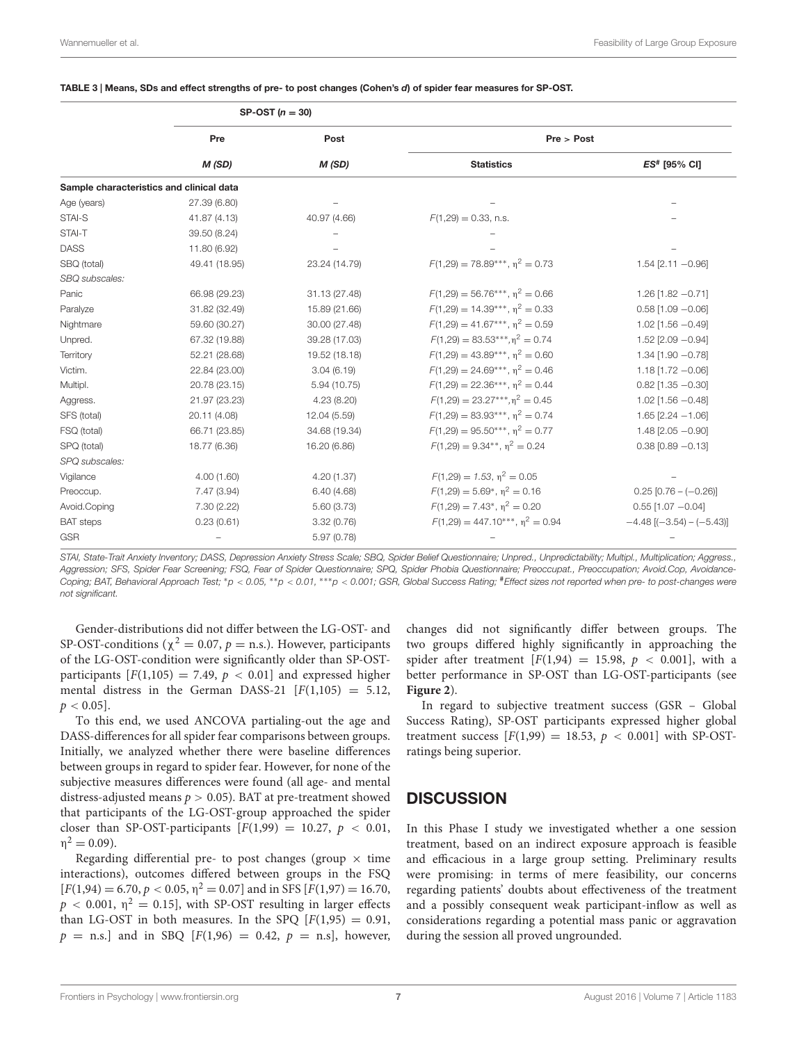**TABLE 3 | Means, SDs and effect strengths of pre- to post changes (Cohen's *d*) of spider fear measures for SP-OST.**

| | SP-OST ($n = 30$) | | | |
|---|---|---|---|---|
| | Pre | Post | Pre > Post | |
| | *M (SD)* | *M (SD)* | Statistics | *ES*# [95% CI] |
| **Sample characteristics and clinical data** | | | | |
| Age (years) | 27.39 (6.80) | – | – | – |
| STAI-S | 41.87 (4.13) | 40.97 (4.66) | $F(1,29) = 0.33$, n.s. | – |
| STAI-T | 39.50 (8.24) | – | – | |
| DASS | 11.80 (6.92) | – | – | – |
| SBQ (total) | 49.41 (18.95) | 23.24 (14.79) | $F(1,29) = 78.89^{***}$, $\eta^2 = 0.73$ | 1.54 [2.11 −0.96] |
| *SBQ subscales:* | | | | |
| Panic | 66.98 (29.23) | 31.13 (27.48) | $F(1,29) = 56.76^{***}$, $\eta^2 = 0.66$ | 1.26 [1.82 −0.71] |
| Paralyze | 31.82 (32.49) | 15.89 (21.66) | $F(1,29) = 14.39^{***}$, $\eta^2 = 0.33$ | 0.58 [1.09 −0.06] |
| Nightmare | 59.60 (30.27) | 30.00 (27.48) | $F(1,29) = 41.67^{***}$, $\eta^2 = 0.59$ | 1.02 [1.56 −0.49] |
| Unpred. | 67.32 (19.88) | 39.28 (17.03) | $F(1,29) = 83.53^{***}$, $\eta^2 = 0.74$ | 1.52 [2.09 −0.94] |
| Territory | 52.21 (28.68) | 19.52 (18.18) | $F(1,29) = 43.89^{***}$, $\eta^2 = 0.60$ | 1.34 [1.90 −0.78] |
| Victim. | 22.84 (23.00) | 3.04 (6.19) | $F(1,29) = 24.69^{***}$, $\eta^2 = 0.46$ | 1.18 [1.72 −0.06] |
| Multipl. | 20.78 (23.15) | 5.94 (10.75) | $F(1,29) = 22.36^{***}$, $\eta^2 = 0.44$ | 0.82 [1.35 −0.30] |
| Aggress. | 21.97 (23.23) | 4.23 (8.20) | $F(1,29) = 23.27^{***}$, $\eta^2 = 0.45$ | 1.02 [1.56 −0.48] |
| SFS (total) | 20.11 (4.08) | 12.04 (5.59) | $F(1,29) = 83.93^{***}$, $\eta^2 = 0.74$ | 1.65 [2.24 −1.06] |
| FSQ (total) | 66.71 (23.85) | 34.68 (19.34) | $F(1,29) = 95.50^{***}$, $\eta^2 = 0.77$ | 1.48 [2.05 −0.90] |
| SPQ (total) | 18.77 (6.36) | 16.20 (6.86) | $F(1,29) = 9.34^{**}$, $\eta^2 = 0.24$ | 0.38 [0.89 −0.13] |
| *SPQ subscales:* | | | | |
| Vigilance | 4.00 (1.60) | 4.20 (1.37) | $F(1,29) = 1.53$, $\eta^2 = 0.05$ | – |
| Preoccup. | 7.47 (3.94) | 6.40 (4.68) | $F(1,29) = 5.69^{*}$, $\eta^2 = 0.16$ | 0.25 [0.76 – (−0.26)] |
| Avoid.Coping | 7.30 (2.22) | 5.60 (3.73) | $F(1,29) = 7.43^{*}$, $\eta^2 = 0.20$ | 0.55 [1.07 −0.04] |
| BAT steps | 0.23 (0.61) | 3.32 (0.76) | $F(1,29) = 447.10^{***}$, $\eta^2 = 0.94$ | −4.48 [(−3.54) – (−5.43)] |
| GSR | – | 5.97 (0.78) | – | – |

*STAI, State-Trait Anxiety Inventory; DASS, Depression Anxiety Stress Scale; SBQ, Spider Belief Questionnaire; Unpred., Unpredictability; Multipl., Multiplication; Aggress., Aggression; SFS, Spider Fear Screening; FSQ, Fear of Spider Questionnaire; SPQ, Spider Phobia Questionnaire; Preoccupat., Preoccupation; Avoid.Cop, Avoidance-Coping; BAT, Behavioral Approach Test; \*$p < 0.05$, \*\*$p < 0.01$, \*\*\*$p < 0.001$; GSR, Global Success Rating; #Effect sizes not reported when pre- to post-changes were not significant.*

Gender-distributions did not differ between the LG-OST- and SP-OST-conditions ($\chi^2 = 0.07$, $p =$ n.s.). However, participants of the LG-OST-condition were significantly older than SP-OST-participants [$F(1,105) = 7.49$, $p < 0.01$] and expressed higher mental distress in the German DASS-21 [$F(1,105) = 5.12$, $p < 0.05$].

To this end, we used ANCOVA partialing-out the age and DASS-differences for all spider fear comparisons between groups. Initially, we analyzed whether there were baseline differences between groups in regard to spider fear. However, for none of the subjective measures differences were found (all age- and mental distress-adjusted means $p > 0.05$). BAT at pre-treatment showed that participants of the LG-OST-group approached the spider closer than SP-OST-participants [$F(1,99) = 10.27$, $p < 0.01$, $\eta^2 = 0.09$).

Regarding differential pre- to post changes (group × time interactions), outcomes differed between groups in the FSQ [$F(1,94) = 6.70$, $p < 0.05$, $\eta^2 = 0.07$] and in SFS [$F(1,97) = 16.70$, $p < 0.001$, $\eta^2 = 0.15$], with SP-OST resulting in larger effects than LG-OST in both measures. In the SPQ [$F(1,95) = 0.91$, $p =$ n.s.] and in SBQ [$F(1,96) = 0.42$, $p =$ n.s], however, changes did not significantly differ between groups. The two groups differed highly significantly in approaching the spider after treatment [$F(1,94) = 15.98$, $p < 0.001$], with a better performance in SP-OST than LG-OST-participants (see **Figure 2**).

In regard to subjective treatment success (GSR – Global Success Rating), SP-OST participants expressed higher global treatment success [$F(1,99) = 18.53$, $p < 0.001$] with SP-OST-ratings being superior.

## DISCUSSION

In this Phase I study we investigated whether a one session treatment, based on an indirect exposure approach is feasible and efficacious in a large group setting. Preliminary results were promising: in terms of mere feasibility, our concerns regarding patients' doubts about effectiveness of the treatment and a possibly consequent weak participant-inflow as well as considerations regarding a potential mass panic or aggravation during the session all proved ungrounded.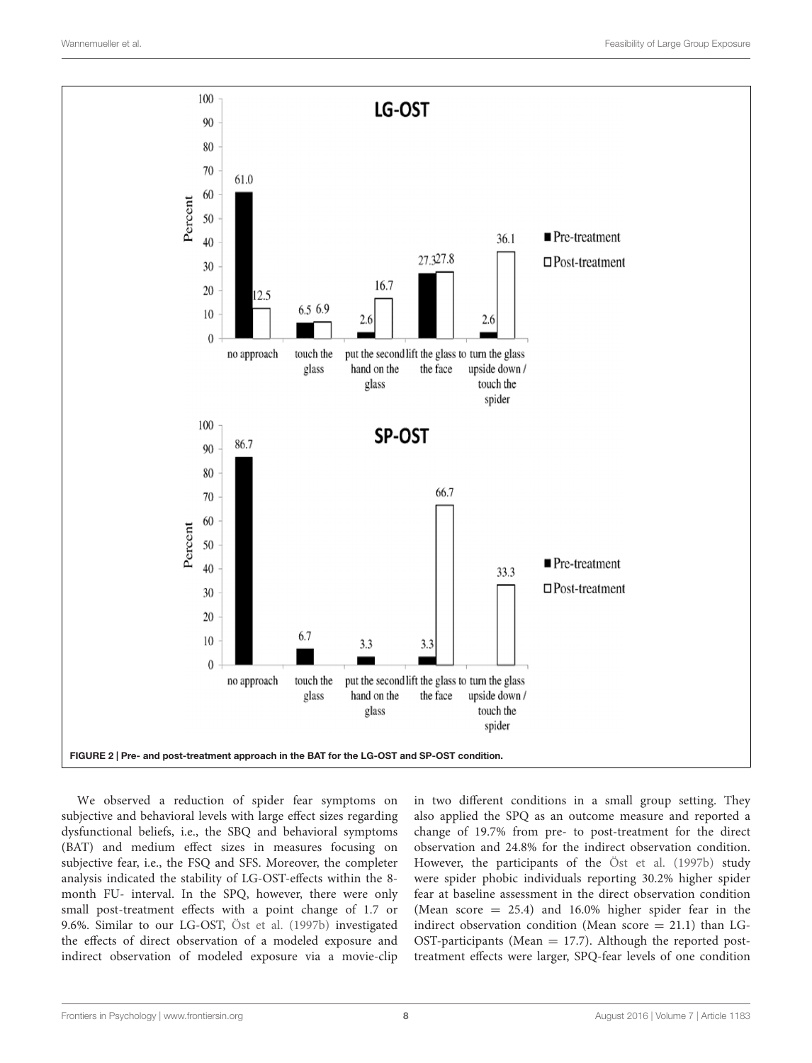FIGURE 2 | Pre- and post-treatment approach in the BAT for the LG-OST and SP-OST condition.

We observed a reduction of spider fear symptoms on subjective and behavioral levels with large effect sizes regarding dysfunctional beliefs, i.e., the SBQ and behavioral symptoms (BAT) and medium effect sizes in measures focusing on subjective fear, i.e., the FSQ and SFS. Moreover, the completer analysis indicated the stability of LG-OST-effects within the 8-month FU- interval. In the SPQ, however, there were only small post-treatment effects with a point change of 1.7 or 9.6%. Similar to our LG-OST, Öst et al. (1997b) investigated the effects of direct observation of a modeled exposure and indirect observation of modeled exposure via a movie-clip in two different conditions in a small group setting. They also applied the SPQ as an outcome measure and reported a change of 19.7% from pre- to post-treatment for the direct observation and 24.8% for the indirect observation condition. However, the participants of the Öst et al. (1997b) study were spider phobic individuals reporting 30.2% higher spider fear at baseline assessment in the direct observation condition (Mean score = 25.4) and 16.0% higher spider fear in the indirect observation condition (Mean score = 21.1) than LG-OST-participants (Mean = 17.7). Although the reported post-treatment effects were larger, SPQ-fear levels of one condition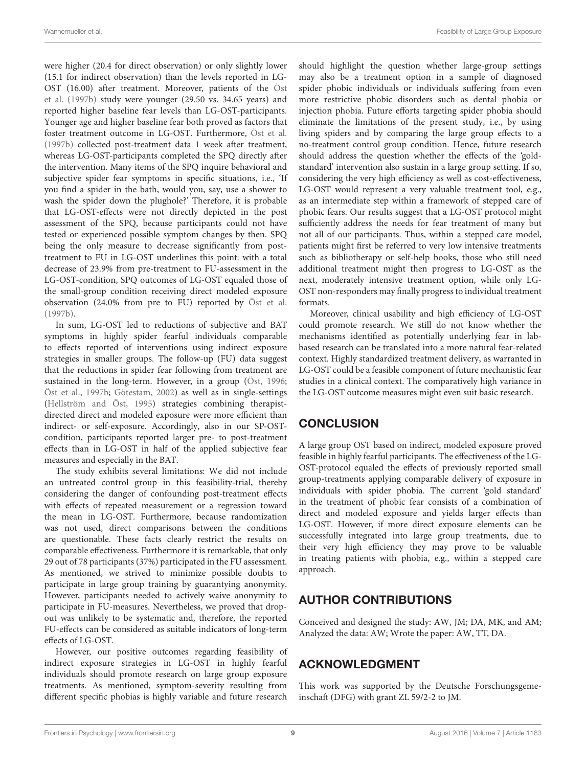were higher (20.4 for direct observation) or only slightly lower (15.1 for indirect observation) than the levels reported in LG-OST (16.00) after treatment. Moreover, patients of the Öst et al. (1997b) study were younger (29.50 vs. 34.65 years) and reported higher baseline fear levels than LG-OST-participants. Younger age and higher baseline fear both proved as factors that foster treatment outcome in LG-OST. Furthermore, Öst et al. (1997b) collected post-treatment data 1 week after treatment, whereas LG-OST-participants completed the SPQ directly after the intervention. Many items of the SPQ inquire behavioral and subjective spider fear symptoms in specific situations, i.e., 'If you find a spider in the bath, would you, say, use a shower to wash the spider down the plughole?' Therefore, it is probable that LG-OST-effects were not directly depicted in the post assessment of the SPQ, because participants could not have tested or experienced possible symptom changes by then. SPQ being the only measure to decrease significantly from post-treatment to FU in LG-OST underlines this point: with a total decrease of 23.9% from pre-treatment to FU-assessment in the LG-OST-condition, SPQ outcomes of LG-OST equaled those of the small-group condition receiving direct modeled exposure observation (24.0% from pre to FU) reported by Öst et al. (1997b).

In sum, LG-OST led to reductions of subjective and BAT symptoms in highly spider fearful individuals comparable to effects reported of interventions using indirect exposure strategies in smaller groups. The follow-up (FU) data suggest that the reductions in spider fear following from treatment are sustained in the long-term. However, in a group (Öst, 1996; Öst et al., 1997b; Götestam, 2002) as well as in single-settings (Hellström and Öst, 1995) strategies combining therapist-directed direct and modeled exposure were more efficient than indirect- or self-exposure. Accordingly, also in our SP-OST-condition, participants reported larger pre- to post-treatment effects than in LG-OST in half of the applied subjective fear measures and especially in the BAT.

The study exhibits several limitations: We did not include an untreated control group in this feasibility-trial, thereby considering the danger of confounding post-treatment effects with effects of repeated measurement or a regression toward the mean in LG-OST. Furthermore, because randomization was not used, direct comparisons between the conditions are questionable. These facts clearly restrict the results on comparable effectiveness. Furthermore it is remarkable, that only 29 out of 78 participants (37%) participated in the FU assessment. As mentioned, we strived to minimize possible doubts to participate in large group training by guarantying anonymity. However, participants needed to actively waive anonymity to participate in FU-measures. Nevertheless, we proved that drop-out was unlikely to be systematic and, therefore, the reported FU-effects can be considered as suitable indicators of long-term effects of LG-OST.

However, our positive outcomes regarding feasibility of indirect exposure strategies in LG-OST in highly fearful individuals should promote research on large group exposure treatments. As mentioned, symptom-severity resulting from different specific phobias is highly variable and future research should highlight the question whether large-group settings may also be a treatment option in a sample of diagnosed spider phobic individuals or individuals suffering from even more restrictive phobic disorders such as dental phobia or injection phobia. Future efforts targeting spider phobia should eliminate the limitations of the present study, i.e., by using living spiders and by comparing the large group effects to a no-treatment control group condition. Hence, future research should address the question whether the effects of the 'gold-standard' intervention also sustain in a large group setting. If so, considering the very high efficiency as well as cost-effectiveness, LG-OST would represent a very valuable treatment tool, e.g., as an intermediate step within a framework of stepped care of phobic fears. Our results suggest that a LG-OST protocol might sufficiently address the needs for fear treatment of many but not all of our participants. Thus, within a stepped care model, patients might first be referred to very low intensive treatments such as bibliotherapy or self-help books, those who still need additional treatment might then progress to LG-OST as the next, moderately intensive treatment option, while only LG-OST non-responders may finally progress to individual treatment formats.

Moreover, clinical usability and high efficiency of LG-OST could promote research. We still do not know whether the mechanisms identified as potentially underlying fear in lab-based research can be translated into a more natural fear-related context. Highly standardized treatment delivery, as warranted in LG-OST could be a feasible component of future mechanistic fear studies in a clinical context. The comparatively high variance in the LG-OST outcome measures might even suit basic research.

## CONCLUSION

A large group OST based on indirect, modeled exposure proved feasible in highly fearful participants. The effectiveness of the LG-OST-protocol equaled the effects of previously reported small group-treatments applying comparable delivery of exposure in individuals with spider phobia. The current 'gold standard' in the treatment of phobic fear consists of a combination of direct and modeled exposure and yields larger effects than LG-OST. However, if more direct exposure elements can be successfully integrated into large group treatments, due to their very high efficiency they may prove to be valuable in treating patients with phobia, e.g., within a stepped care approach.

## AUTHOR CONTRIBUTIONS

Conceived and designed the study: AW, JM; DA, MK, and AM; Analyzed the data: AW; Wrote the paper: AW, TT, DA.

## ACKNOWLEDGMENT

This work was supported by the Deutsche Forschungsgemeinschaft (DFG) with grant ZL 59/2-2 to JM.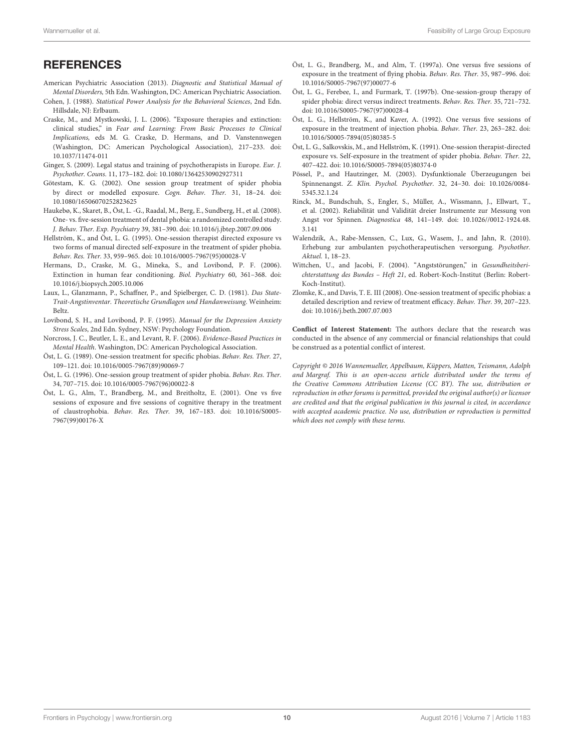## REFERENCES

American Psychiatric Association (2013). *Diagnostic and Statistical Manual of Mental Disorders*, 5th Edn. Washington, DC: American Psychiatric Association.

Cohen, J. (1988). *Statistical Power Analysis for the Behavioral Sciences*, 2nd Edn. Hillsdale, NJ: Erlbaum.

Craske, M., and Mystkowski, J. L. (2006). "Exposure therapies and extinction: clinical studies," in *Fear and Learning: From Basic Processes to Clinical Implications*, eds M. G. Craske, D. Hermans, and D. Vanstennwegen (Washington, DC: American Psychological Association), 217–233. doi: 10.1037/11474-011

Ginger, S. (2009). Legal status and training of psychotherapists in Europe. *Eur. J. Psychother. Couns.* 11, 173–182. doi: 10.1080/13642530902927311

Götestam, K. G. (2002). One session group treatment of spider phobia by direct or modelled exposure. *Cogn. Behav. Ther.* 31, 18–24. doi: 10.1080/16506070252823625

Haukebø, K., Skaret, B., Öst, L. -G., Raadal, M., Berg, E., Sundberg, H., et al. (2008). One- vs. five-session treatment of dental phobia: a randomized controlled study. *J. Behav. Ther. Exp. Psychiatry* 39, 381–390. doi: 10.1016/j.jbtep.2007.09.006

Hellström, K., and Öst, L. G. (1995). One-session therapist directed exposure vs two forms of manual directed self-exposure in the treatment of spider phobia. *Behav. Res. Ther.* 33, 959–965. doi: 10.1016/0005-7967(95)00028-V

Hermans, D., Craske, M. G., Mineka, S., and Lovibond, P. F. (2006). Extinction in human fear conditioning. *Biol. Psychiatry* 60, 361–368. doi: 10.1016/j.biopsych.2005.10.006

Laux, L., Glanzmann, P., Schaffner, P., and Spielberger, C. D. (1981). *Das State-Trait-Angstinventar. Theoretische Grundlagen und Handanweisung*. Weinheim: Beltz.

Lovibond, S. H., and Lovibond, P. F. (1995). *Manual for the Depression Anxiety Stress Scales*, 2nd Edn. Sydney, NSW: Psychology Foundation.

Norcross, J. C., Beutler, L. E., and Levant, R. F. (2006). *Evidence-Based Practices in Mental Health*. Washington, DC: American Psychological Association.

Öst, L. G. (1989). One-session treatment for specific phobias. *Behav. Res. Ther.* 27, 109–121. doi: 10.1016/0005-7967(89)90069-7

Öst, L. G. (1996). One-session group treatment of spider phobia. *Behav. Res. Ther.* 34, 707–715. doi: 10.1016/0005-7967(96)00022-8

Öst, L. G., Alm, T., Brandberg, M., and Breitholtz, E. (2001). One vs five sessions of exposure and five sessions of cognitive therapy in the treatment of claustrophobia. *Behav. Res. Ther.* 39, 167–183. doi: 10.1016/S0005-7967(99)00176-X

Öst, L. G., Brandberg, M., and Alm, T. (1997a). One versus five sessions of exposure in the treatment of flying phobia. *Behav. Res. Ther.* 35, 987–996. doi: 10.1016/S0005-7967(97)00077-6

Öst, L. G., Ferebee, I., and Furmark, T. (1997b). One-session-group therapy of spider phobia: direct versus indirect treatments. *Behav. Res. Ther.* 35, 721–732. doi: 10.1016/S0005-7967(97)00028-4

Öst, L. G., Hellström, K., and Kaver, A. (1992). One versus five sessions of exposure in the treatment of injection phobia. *Behav. Ther.* 23, 263–282. doi: 10.1016/S0005-7894(05)80385-5

Öst, L. G., Salkovskis, M., and Hellström, K. (1991). One-session therapist-directed exposure vs. Self-exposure in the treatment of spider phobia. *Behav. Ther.* 22, 407–422. doi: 10.1016/S0005-7894(05)80374-0

Pössel, P., and Hautzinger, M. (2003). Dysfunktionale Überzeugungen bei Spinnenangst. *Z. Klin. Psychol. Psychother.* 32, 24–30. doi: 10.1026/0084-5345.32.1.24

Rinck, M., Bundschuh, S., Engler, S., Müller, A., Wissmann, J., Ellwart, T., et al. (2002). Reliabilität und Validität dreier Instrumente zur Messung von Angst vor Spinnen. *Diagnostica* 48, 141–149. doi: 10.1026//0012-1924.48.3.141

Walendzik, A., Rabe-Menssen, C., Lux, G., Wasem, J., and Jahn, R. (2010). Erhebung zur ambulanten psychotherapeutischen versorgung. *Psychother. Aktuel.* 1, 18–23.

Wittchen, U., and Jacobi, F. (2004). "Angststörungen," in *Gesundheitsberichterstattung des Bundes – Heft 21*, ed. Robert-Koch-Institut (Berlin: Robert-Koch-Institut).

Zlomke, K., and Davis, T. E. III (2008). One-session treatment of specific phobias: a detailed description and review of treatment efficacy. *Behav. Ther.* 39, 207–223. doi: 10.1016/j.beth.2007.07.003

**Conflict of Interest Statement:** The authors declare that the research was conducted in the absence of any commercial or financial relationships that could be construed as a potential conflict of interest.

*Copyright © 2016 Wannemueller, Appelbaum, Küppers, Matten, Teismann, Adolph and Margraf. This is an open-access article distributed under the terms of the Creative Commons Attribution License (CC BY). The use, distribution or reproduction in other forums is permitted, provided the original author(s) or licensor are credited and that the original publication in this journal is cited, in accordance with accepted academic practice. No use, distribution or reproduction is permitted which does not comply with these terms.*